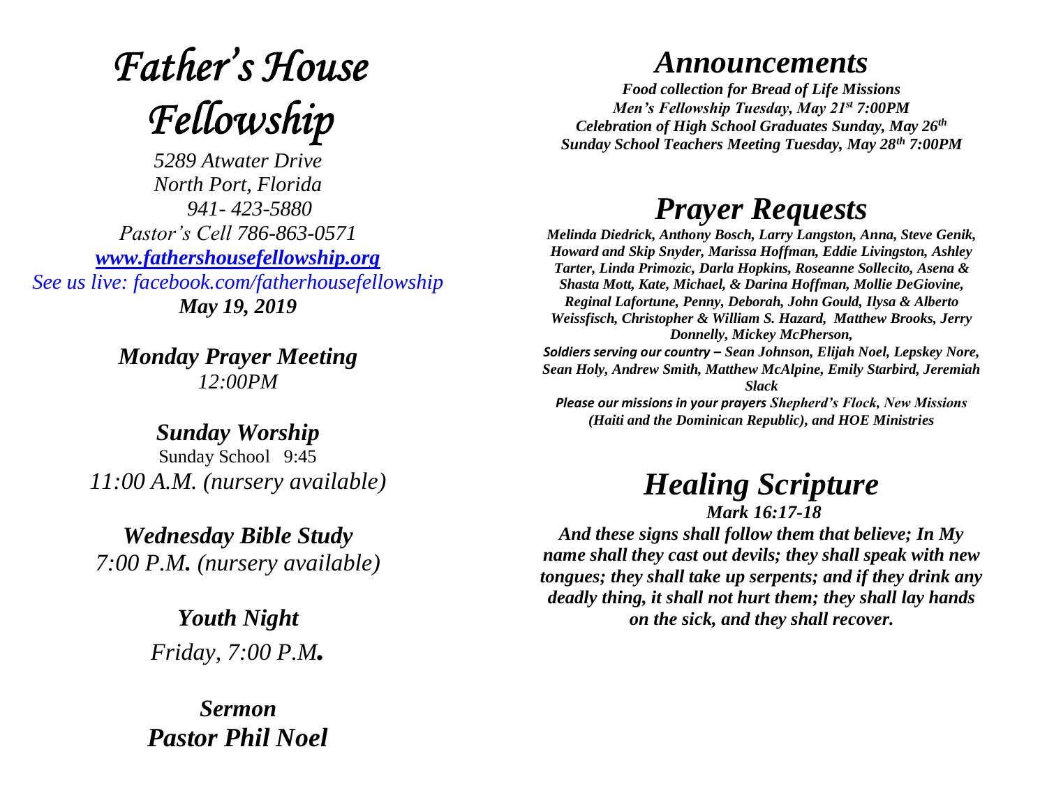# *Father's House Fellowship*

*5289 Atwater Drive*
*North Port, Florida*
*941- 423-5880*
*Pastor's Cell 786-863-0571*
*[www.fathershousefellowship.org](http://www.fathershousefellowship.org)*
*See us live: facebook.com/fatherhousefellowship*
***May 19, 2019***

***Monday Prayer Meeting***
*12:00PM*

***Sunday Worship***
Sunday School 9:45
*11:00 A.M. (nursery available)*

***Wednesday Bible Study***
*7:00 P.M. (nursery available)*

***Youth Night***
*Friday, 7:00 P.M.*

***Sermon***
***Pastor Phil Noel***

## *Announcements*

***Food collection for Bread of Life Missions***
***Men's Fellowship Tuesday, May 21st 7:00PM***
***Celebration of High School Graduates Sunday, May 26th***
***Sunday School Teachers Meeting Tuesday, May 28th 7:00PM***

## *Prayer Requests*

***Melinda Diedrick, Anthony Bosch, Larry Langston, Anna, Steve Genik, Howard and Skip Snyder, Marissa Hoffman, Eddie Livingston, Ashley Tarter, Linda Primozic, Darla Hopkins, Roseanne Sollecito, Asena & Shasta Mott, Kate, Michael, & Darina Hoffman, Mollie DeGiovine, Reginal Lafortune, Penny, Deborah, John Gould, Ilysa & Alberto Weissfisch, Christopher & William S. Hazard, Matthew Brooks, Jerry Donnelly, Mickey McPherson,***
***Soldiers serving our country – Sean Johnson, Elijah Noel, Lepskey Nore, Sean Holy, Andrew Smith, Matthew McAlpine, Emily Starbird, Jeremiah Slack***
***Please our missions in your prayers Shepherd's Flock, New Missions (Haiti and the Dominican Republic), and HOE Ministries***

## *Healing Scripture*

***Mark 16:17-18***

***And these signs shall follow them that believe; In My name shall they cast out devils; they shall speak with new tongues; they shall take up serpents; and if they drink any deadly thing, it shall not hurt them; they shall lay hands on the sick, and they shall recover.***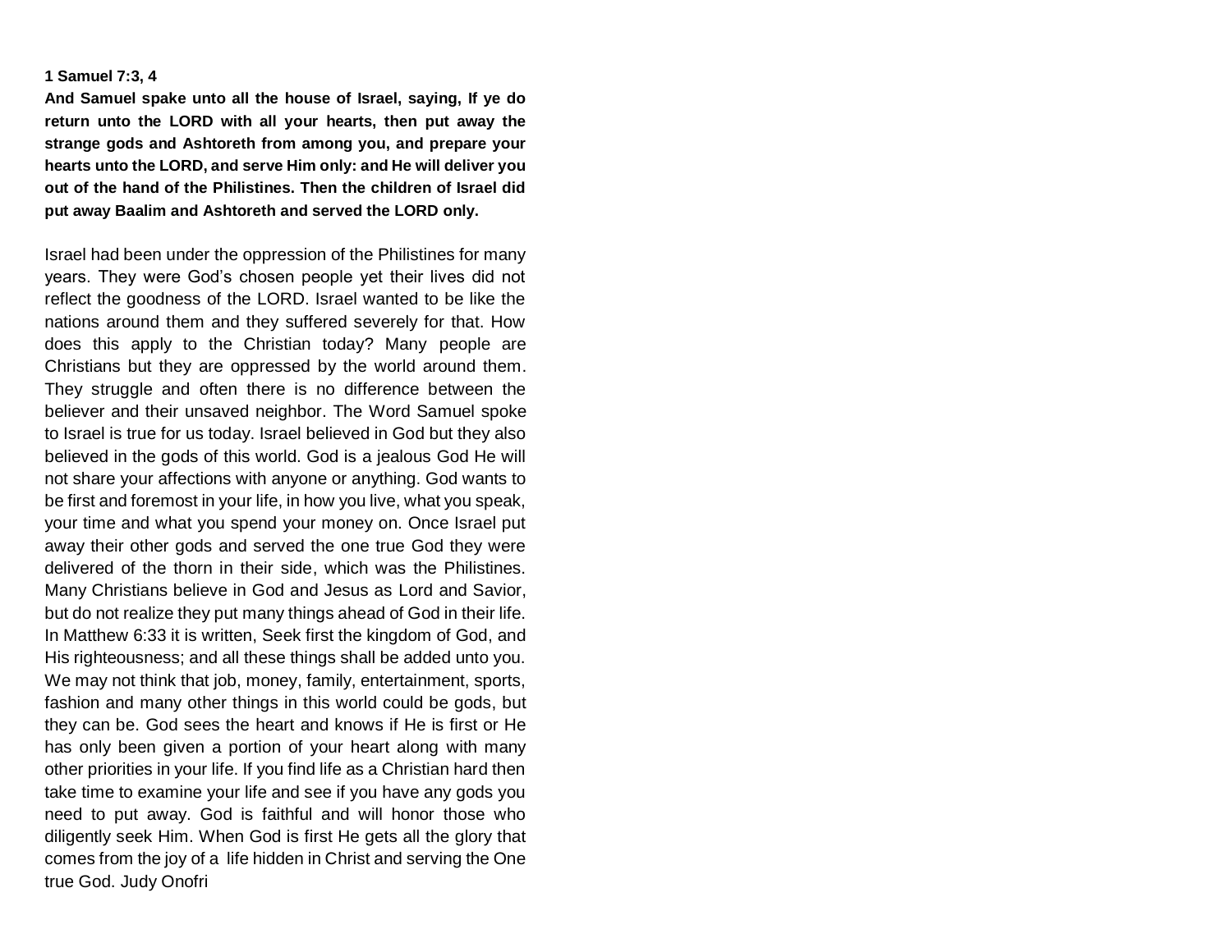**1 Samuel 7:3, 4**

**And Samuel spake unto all the house of Israel, saying, If ye do return unto the LORD with all your hearts, then put away the strange gods and Ashtoreth from among you, and prepare your hearts unto the LORD, and serve Him only: and He will deliver you out of the hand of the Philistines. Then the children of Israel did put away Baalim and Ashtoreth and served the LORD only.**

Israel had been under the oppression of the Philistines for many years. They were God's chosen people yet their lives did not reflect the goodness of the LORD. Israel wanted to be like the nations around them and they suffered severely for that. How does this apply to the Christian today? Many people are Christians but they are oppressed by the world around them. They struggle and often there is no difference between the believer and their unsaved neighbor. The Word Samuel spoke to Israel is true for us today. Israel believed in God but they also believed in the gods of this world. God is a jealous God He will not share your affections with anyone or anything. God wants to be first and foremost in your life, in how you live, what you speak, your time and what you spend your money on. Once Israel put away their other gods and served the one true God they were delivered of the thorn in their side, which was the Philistines. Many Christians believe in God and Jesus as Lord and Savior, but do not realize they put many things ahead of God in their life. In Matthew 6:33 it is written, Seek first the kingdom of God, and His righteousness; and all these things shall be added unto you. We may not think that job, money, family, entertainment, sports, fashion and many other things in this world could be gods, but they can be. God sees the heart and knows if He is first or He has only been given a portion of your heart along with many other priorities in your life. If you find life as a Christian hard then take time to examine your life and see if you have any gods you need to put away. God is faithful and will honor those who diligently seek Him. When God is first He gets all the glory that comes from the joy of a life hidden in Christ and serving the One true God. Judy Onofri